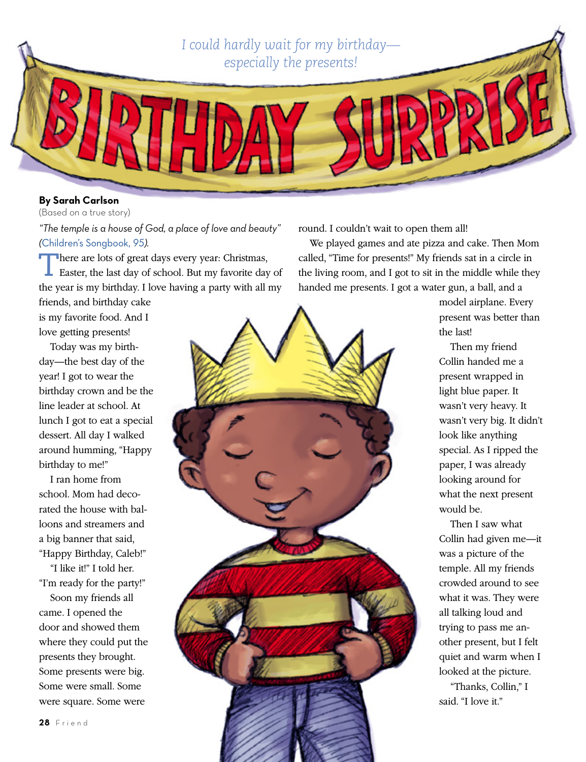*I could hardly wait for my birthday—especially the presents!*

# BIRTHDAY SURPRISE

**By Sarah Carlson**

(Based on a true story)

*"The temple is a house of God, a place of love and beauty" (Children's Songbook, 95).*

There are lots of great days every year: Christmas, Easter, the last day of school. But my favorite day of the year is my birthday. I love having a party with all my friends, and birthday cake is my favorite food. And I love getting presents!

Today was my birthday—the best day of the year! I got to wear the birthday crown and be the line leader at school. At lunch I got to eat a special dessert. All day I walked around humming, "Happy birthday to me!"

I ran home from school. Mom had decorated the house with balloons and streamers and a big banner that said, "Happy Birthday, Caleb!"

"I like it!" I told her. "I'm ready for the party!"

Soon my friends all came. I opened the door and showed them where they could put the presents they brought. Some presents were big. Some were small. Some were square. Some were round. I couldn't wait to open them all!

We played games and ate pizza and cake. Then Mom called, "Time for presents!" My friends sat in a circle in the living room, and I got to sit in the middle while they handed me presents. I got a water gun, a ball, and a model airplane. Every present was better than the last!

Then my friend Collin handed me a present wrapped in light blue paper. It wasn't very heavy. It wasn't very big. It didn't look like anything special. As I ripped the paper, I was already looking around for what the next present would be.

Then I saw what Collin had given me—it was a picture of the temple. All my friends crowded around to see what it was. They were all talking loud and trying to pass me another present, but I felt quiet and warm when I looked at the picture.

"Thanks, Collin," I said. "I love it."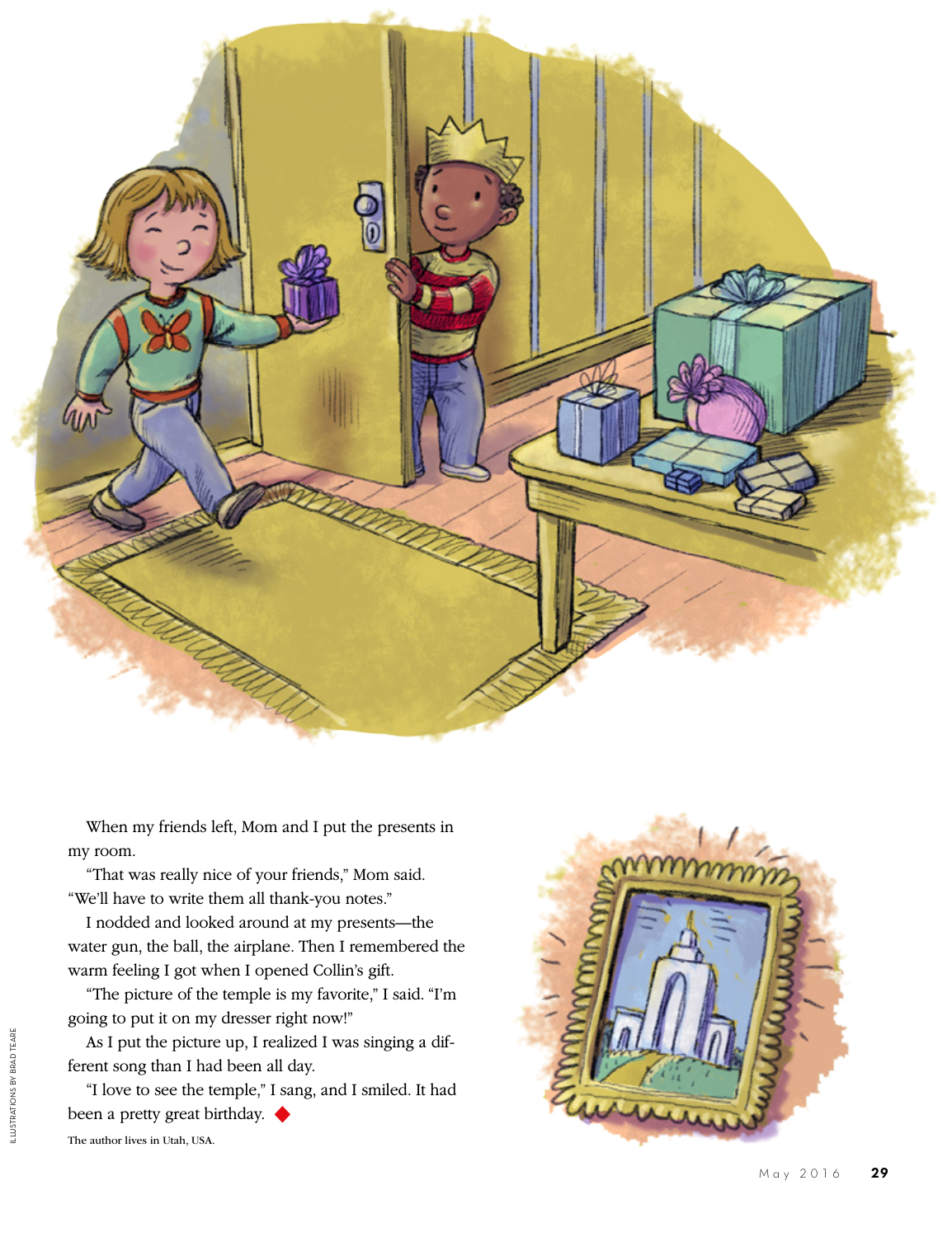When my friends left, Mom and I put the presents in my room.

"That was really nice of your friends," Mom said. "We'll have to write them all thank-you notes."

I nodded and looked around at my presents—the water gun, the ball, the airplane. Then I remembered the warm feeling I got when I opened Collin's gift.

"The picture of the temple is my favorite," I said. "I'm going to put it on my dresser right now!"

As I put the picture up, I realized I was singing a different song than I had been all day.

"I love to see the temple," I sang, and I smiled. It had been a pretty great birthday. ◆

The author lives in Utah, USA.

ILLUSTRATIONS BY BRAD TEARE